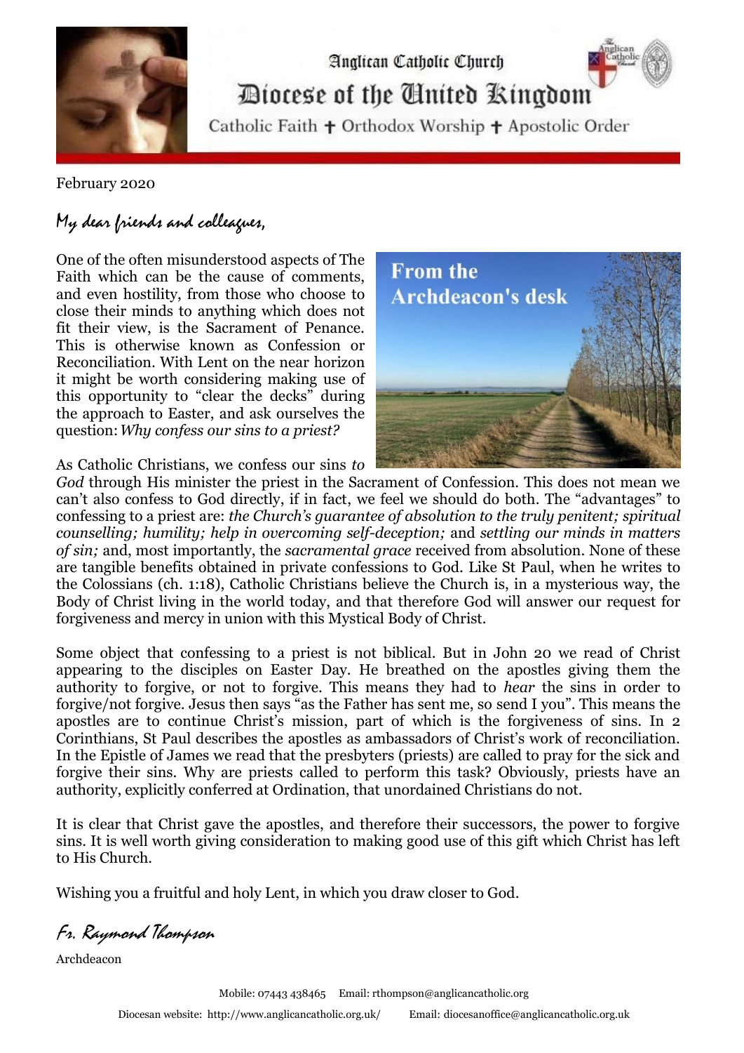Anglican Catholic Church

# Diocese of the United Kingdom

Catholic Faith ✝ Orthodox Worship ✝ Apostolic Order

February 2020

*My dear friends and colleagues,*

From the Archdeacon's desk

One of the often misunderstood aspects of The Faith which can be the cause of comments, and even hostility, from those who choose to close their minds to anything which does not fit their view, is the Sacrament of Penance. This is otherwise known as Confession or Reconciliation. With Lent on the near horizon it might be worth considering making use of this opportunity to "clear the decks" during the approach to Easter, and ask ourselves the question: *Why confess our sins to a priest?*

As Catholic Christians, we confess our sins *to God* through His minister the priest in the Sacrament of Confession. This does not mean we can't also confess to God directly, if in fact, we feel we should do both. The "advantages" to confessing to a priest are: *the Church's guarantee of absolution to the truly penitent; spiritual counselling; humility; help in overcoming self-deception;* and *settling our minds in matters of sin;* and, most importantly, the *sacramental grace* received from absolution. None of these are tangible benefits obtained in private confessions to God. Like St Paul, when he writes to the Colossians (ch. 1:18), Catholic Christians believe the Church is, in a mysterious way, the Body of Christ living in the world today, and that therefore God will answer our request for forgiveness and mercy in union with this Mystical Body of Christ.

Some object that confessing to a priest is not biblical. But in John 20 we read of Christ appearing to the disciples on Easter Day. He breathed on the apostles giving them the authority to forgive, or not to forgive. This means they had to *hear* the sins in order to forgive/not forgive. Jesus then says "as the Father has sent me, so send I you". This means the apostles are to continue Christ's mission, part of which is the forgiveness of sins. In 2 Corinthians, St Paul describes the apostles as ambassadors of Christ's work of reconciliation. In the Epistle of James we read that the presbyters (priests) are called to pray for the sick and forgive their sins. Why are priests called to perform this task? Obviously, priests have an authority, explicitly conferred at Ordination, that unordained Christians do not.

It is clear that Christ gave the apostles, and therefore their successors, the power to forgive sins. It is well worth giving consideration to making good use of this gift which Christ has left to His Church.

Wishing you a fruitful and holy Lent, in which you draw closer to God.

*Fr. Raymond Thompson*

Archdeacon

Mobile: 07443 438465 Email: rthompson@anglicancatholic.org

Diocesan website: http://www.anglicancatholic.org.uk/ Email: diocesanoffice@anglicancatholic.org.uk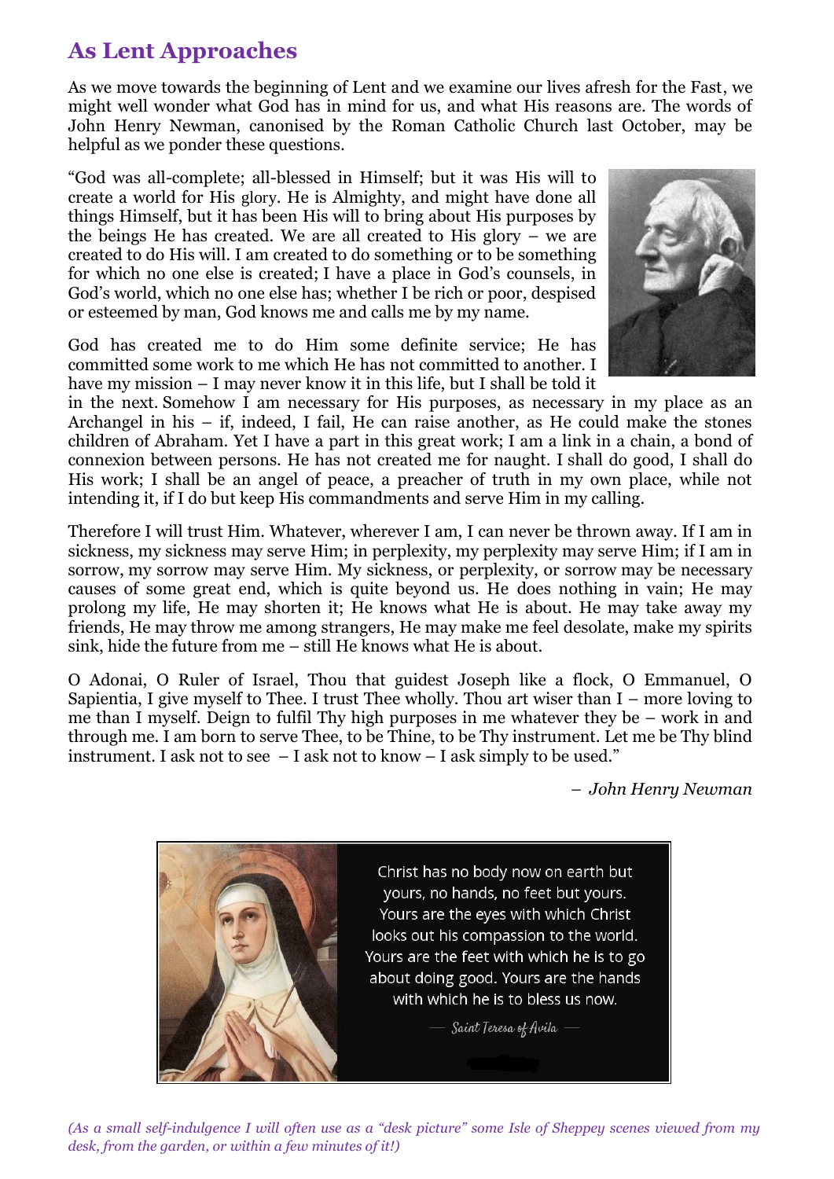## As Lent Approaches

As we move towards the beginning of Lent and we examine our lives afresh for the Fast, we might well wonder what God has in mind for us, and what His reasons are. The words of John Henry Newman, canonised by the Roman Catholic Church last October, may be helpful as we ponder these questions.

"God was all-complete; all-blessed in Himself; but it was His will to create a world for His glory. He is Almighty, and might have done all things Himself, but it has been His will to bring about His purposes by the beings He has created. We are all created to His glory – we are created to do His will. I am created to do something or to be something for which no one else is created; I have a place in God's counsels, in God's world, which no one else has; whether I be rich or poor, despised or esteemed by man, God knows me and calls me by my name.

God has created me to do Him some definite service; He has committed some work to me which He has not committed to another. I have my mission – I may never know it in this life, but I shall be told it in the next. Somehow I am necessary for His purposes, as necessary in my place as an Archangel in his – if, indeed, I fail, He can raise another, as He could make the stones children of Abraham. Yet I have a part in this great work; I am a link in a chain, a bond of connexion between persons. He has not created me for naught. I shall do good, I shall do His work; I shall be an angel of peace, a preacher of truth in my own place, while not intending it, if I do but keep His commandments and serve Him in my calling.

Therefore I will trust Him. Whatever, wherever I am, I can never be thrown away. If I am in sickness, my sickness may serve Him; in perplexity, my perplexity may serve Him; if I am in sorrow, my sorrow may serve Him. My sickness, or perplexity, or sorrow may be necessary causes of some great end, which is quite beyond us. He does nothing in vain; He may prolong my life, He may shorten it; He knows what He is about. He may take away my friends, He may throw me among strangers, He may make me feel desolate, make my spirits sink, hide the future from me – still He knows what He is about.

O Adonai, O Ruler of Israel, Thou that guidest Joseph like a flock, O Emmanuel, O Sapientia, I give myself to Thee. I trust Thee wholly. Thou art wiser than I – more loving to me than I myself. Deign to fulfil Thy high purposes in me whatever they be – work in and through me. I am born to serve Thee, to be Thine, to be Thy instrument. Let me be Thy blind instrument. I ask not to see – I ask not to know – I ask simply to be used."

*– John Henry Newman*

Christ has no body now on earth but yours, no hands, no feet but yours. Yours are the eyes with which Christ looks out his compassion to the world. Yours are the feet with which he is to go about doing good. Yours are the hands with which he is to bless us now.

— Saint Teresa of Avila —

*(As a small self-indulgence I will often use as a "desk picture" some Isle of Sheppey scenes viewed from my desk, from the garden, or within a few minutes of it!)*